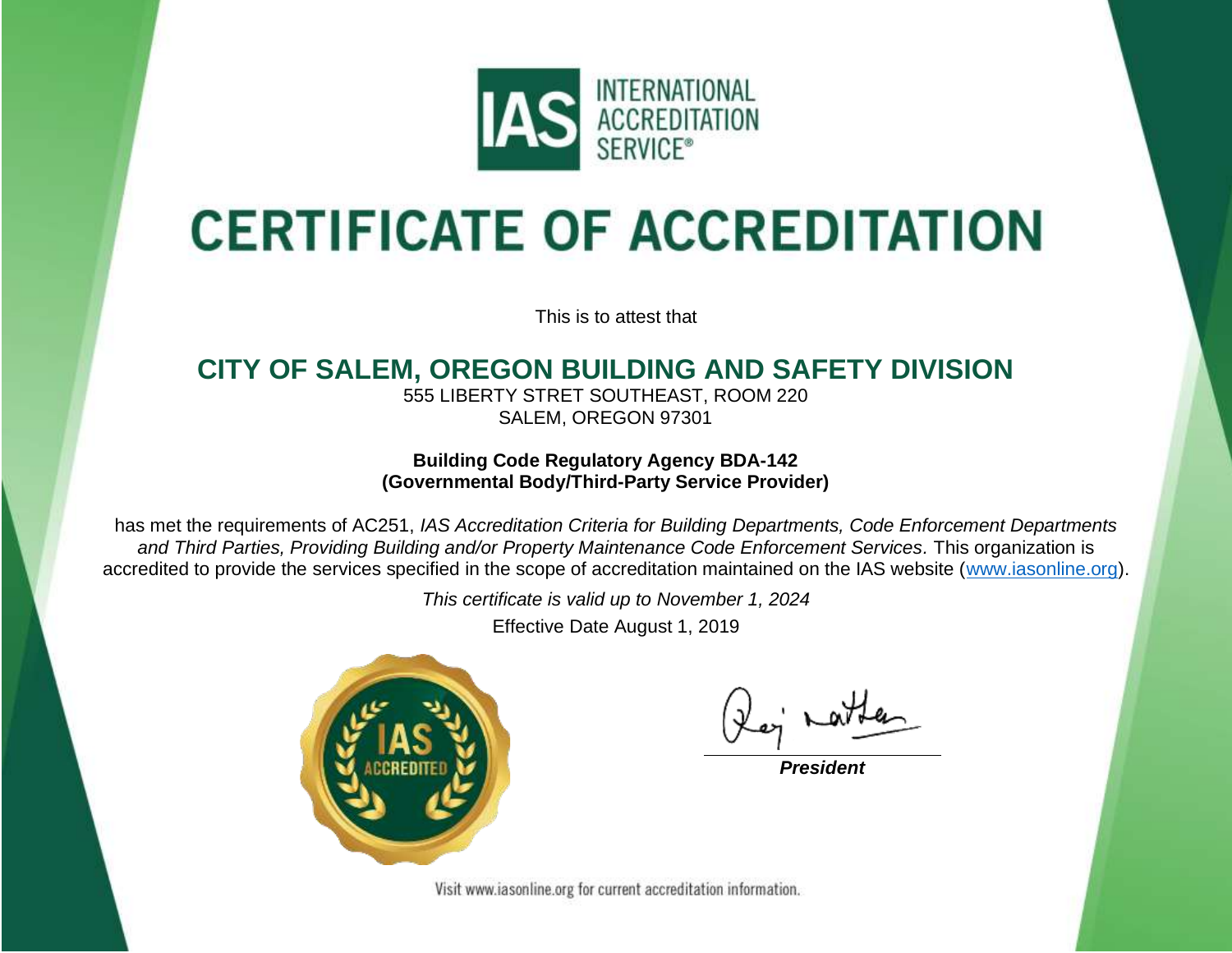INTERNATIONAL ACCREDITATION SERVICE®

# CERTIFICATE OF ACCREDITATION

This is to attest that

## CITY OF SALEM, OREGON BUILDING AND SAFETY DIVISION

555 LIBERTY STRET SOUTHEAST, ROOM 220
SALEM, OREGON 97301

**Building Code Regulatory Agency BDA-142**
**(Governmental Body/Third-Party Service Provider)**

has met the requirements of AC251, *IAS Accreditation Criteria for Building Departments, Code Enforcement Departments and Third Parties, Providing Building and/or Property Maintenance Code Enforcement Services*. This organization is accredited to provide the services specified in the scope of accreditation maintained on the IAS website (www.iasonline.org).

*This certificate is valid up to November 1, 2024*

Effective Date August 1, 2019

IAS ACCREDITED

***President***

Visit www.iasonline.org for current accreditation information.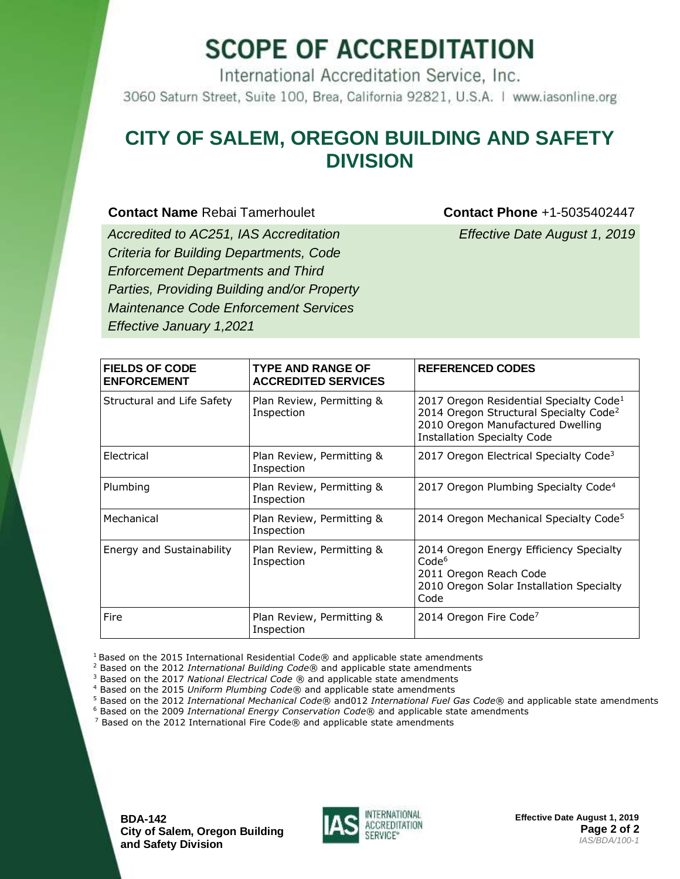# SCOPE OF ACCREDITATION

International Accreditation Service, Inc.

3060 Saturn Street, Suite 100, Brea, California 92821, U.S.A. | www.iasonline.org

## CITY OF SALEM, OREGON BUILDING AND SAFETY DIVISION

**Contact Name** Rebai Tamerhoulet

**Contact Phone** +1-5035402447

*Accredited to AC251, IAS Accreditation Criteria for Building Departments, Code Enforcement Departments and Third Parties, Providing Building and/or Property Maintenance Code Enforcement Services Effective January 1,2021*

*Effective Date August 1, 2019*

| FIELDS OF CODE ENFORCEMENT | TYPE AND RANGE OF ACCREDITED SERVICES | REFERENCED CODES |
|---|---|---|
| Structural and Life Safety | Plan Review, Permitting & Inspection | 2017 Oregon Residential Specialty Code[1]<br>2014 Oregon Structural Specialty Code[2]<br>2010 Oregon Manufactured Dwelling Installation Specialty Code |
| Electrical | Plan Review, Permitting & Inspection | 2017 Oregon Electrical Specialty Code[3] |
| Plumbing | Plan Review, Permitting & Inspection | 2017 Oregon Plumbing Specialty Code[4] |
| Mechanical | Plan Review, Permitting & Inspection | 2014 Oregon Mechanical Specialty Code[5] |
| Energy and Sustainability | Plan Review, Permitting & Inspection | 2014 Oregon Energy Efficiency Specialty Code[6]<br>2011 Oregon Reach Code<br>2010 Oregon Solar Installation Specialty Code |
| Fire | Plan Review, Permitting & Inspection | 2014 Oregon Fire Code[7] |

[1] Based on the 2015 International Residential Code® and applicable state amendments

[2] Based on the 2012 *International Building Code*® and applicable state amendments

[3] Based on the 2017 *National Electrical Code* ® and applicable state amendments

[4] Based on the 2015 *Uniform Plumbing Code*® and applicable state amendments

[5] Based on the 2012 *International Mechanical Code*® and012 *International Fuel Gas Code*® and applicable state amendments

[6] Based on the 2009 *International Energy Conservation Code*® and applicable state amendments

[7] Based on the 2012 International Fire Code® and applicable state amendments

**BDA-142**
**City of Salem, Oregon Building and Safety Division**

**Effective Date August 1, 2019**

*IAS/BDA/100-1*